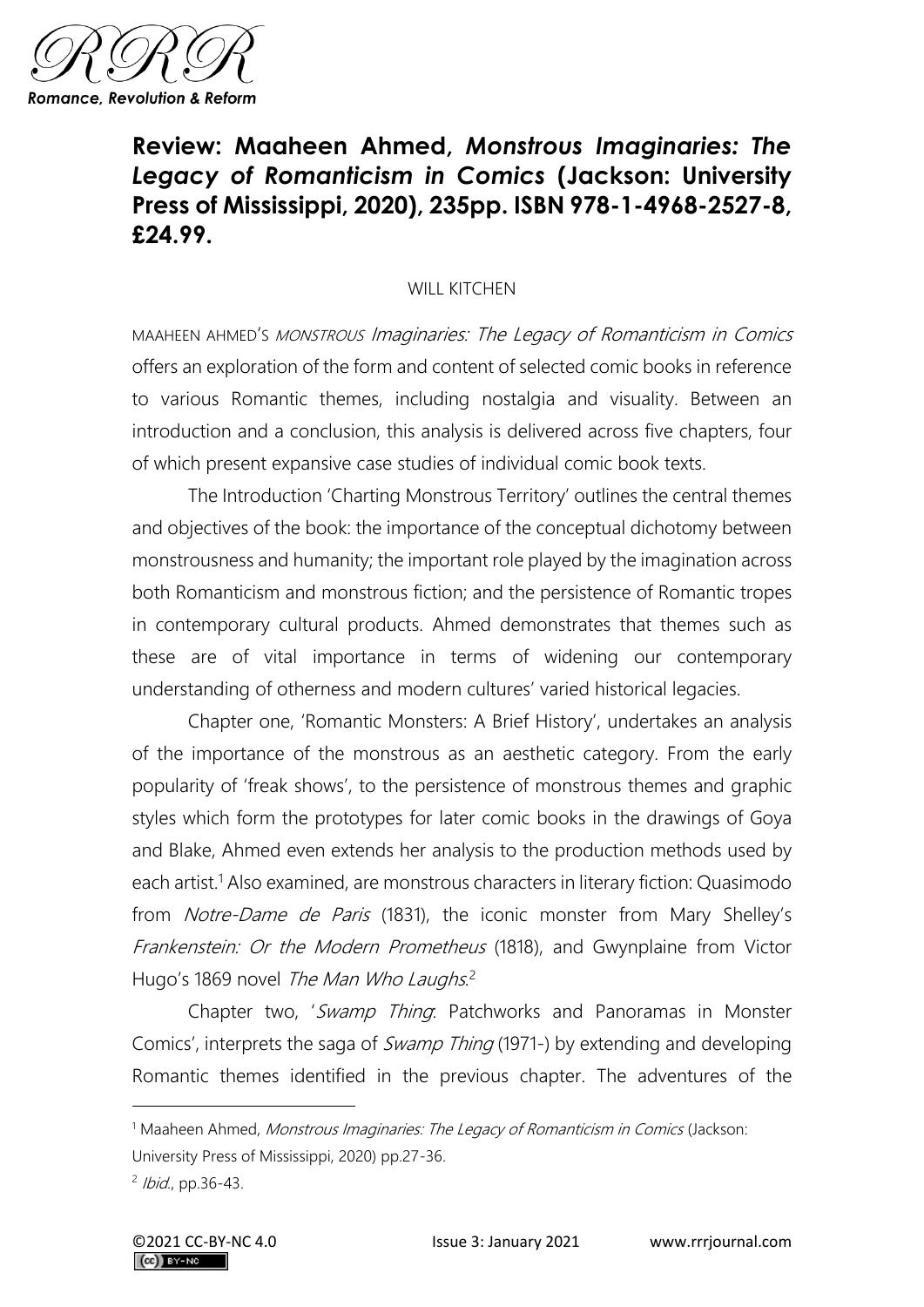# Review: Maaheen Ahmed, *Monstrous Imaginaries: The Legacy of Romanticism in Comics* (Jackson: University Press of Mississippi, 2020), 235pp. ISBN 978-1-4968-2527-8, £24.99.

WILL KITCHEN

MAAHEEN AHMED'S *MONSTROUS Imaginaries: The Legacy of Romanticism in Comics* offers an exploration of the form and content of selected comic books in reference to various Romantic themes, including nostalgia and visuality. Between an introduction and a conclusion, this analysis is delivered across five chapters, four of which present expansive case studies of individual comic book texts.

The Introduction 'Charting Monstrous Territory' outlines the central themes and objectives of the book: the importance of the conceptual dichotomy between monstrousness and humanity; the important role played by the imagination across both Romanticism and monstrous fiction; and the persistence of Romantic tropes in contemporary cultural products. Ahmed demonstrates that themes such as these are of vital importance in terms of widening our contemporary understanding of otherness and modern cultures' varied historical legacies.

Chapter one, 'Romantic Monsters: A Brief History', undertakes an analysis of the importance of the monstrous as an aesthetic category. From the early popularity of 'freak shows', to the persistence of monstrous themes and graphic styles which form the prototypes for later comic books in the drawings of Goya and Blake, Ahmed even extends her analysis to the production methods used by each artist.[1] Also examined, are monstrous characters in literary fiction: Quasimodo from *Notre-Dame de Paris* (1831), the iconic monster from Mary Shelley's *Frankenstein: Or the Modern Prometheus* (1818), and Gwynplaine from Victor Hugo's 1869 novel *The Man Who Laughs*.[2]

Chapter two, '*Swamp Thing*: Patchworks and Panoramas in Monster Comics', interprets the saga of *Swamp Thing* (1971-) by extending and developing Romantic themes identified in the previous chapter. The adventures of the

---

[1] Maaheen Ahmed, *Monstrous Imaginaries: The Legacy of Romanticism in Comics* (Jackson: University Press of Mississippi, 2020) pp.27-36.

[2] *Ibid.*, pp.36-43.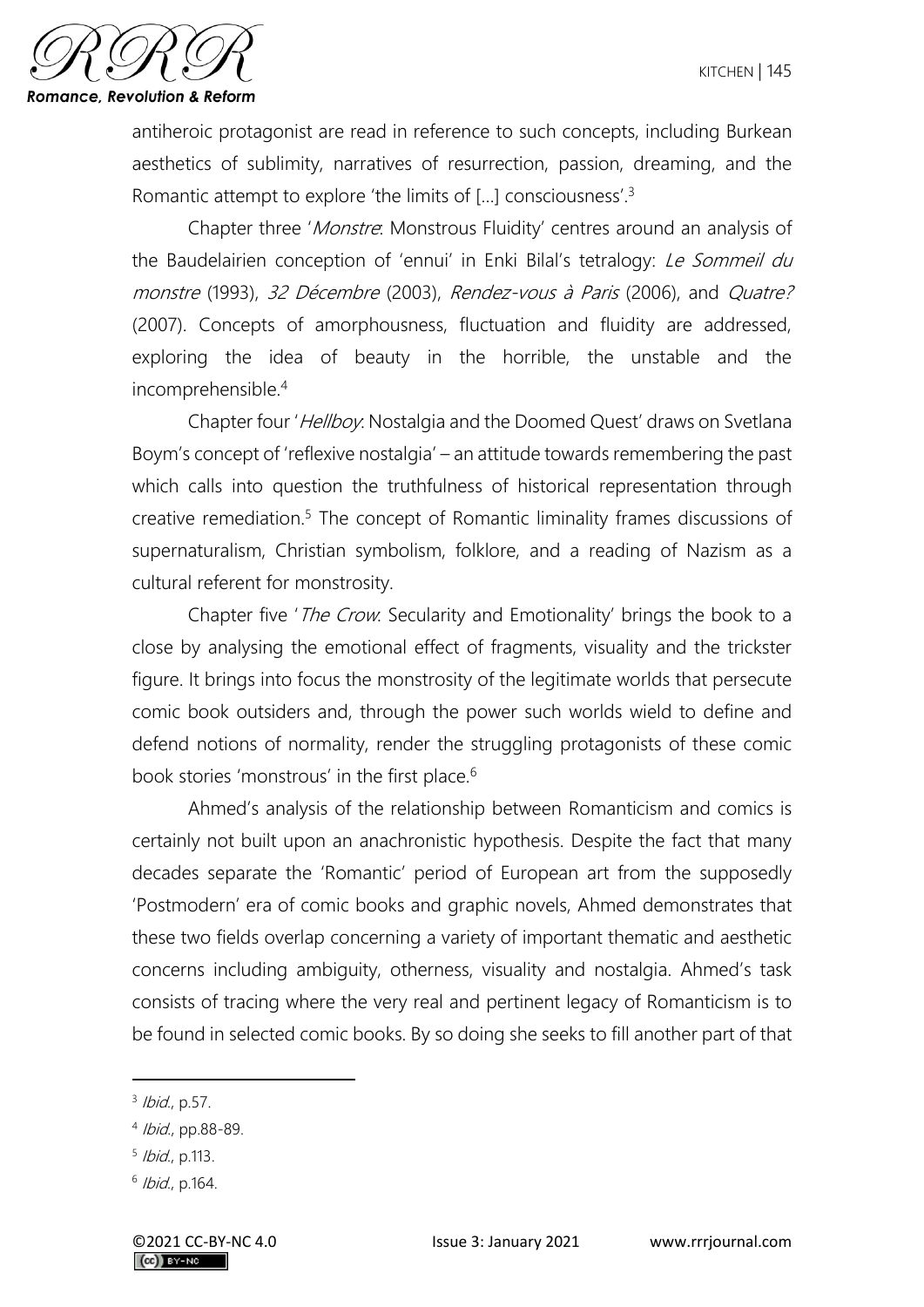antiheroic protagonist are read in reference to such concepts, including Burkean aesthetics of sublimity, narratives of resurrection, passion, dreaming, and the Romantic attempt to explore 'the limits of […] consciousness'.[3]

Chapter three '*Monstre*: Monstrous Fluidity' centres around an analysis of the Baudelairien conception of 'ennui' in Enki Bilal's tetralogy: *Le Sommeil du monstre* (1993), *32 Décembre* (2003), *Rendez-vous à Paris* (2006), and *Quatre?* (2007). Concepts of amorphousness, fluctuation and fluidity are addressed, exploring the idea of beauty in the horrible, the unstable and the incomprehensible.[4]

Chapter four '*Hellboy*: Nostalgia and the Doomed Quest' draws on Svetlana Boym's concept of 'reflexive nostalgia' – an attitude towards remembering the past which calls into question the truthfulness of historical representation through creative remediation.[5] The concept of Romantic liminality frames discussions of supernaturalism, Christian symbolism, folklore, and a reading of Nazism as a cultural referent for monstrosity.

Chapter five '*The Crow*: Secularity and Emotionality' brings the book to a close by analysing the emotional effect of fragments, visuality and the trickster figure. It brings into focus the monstrosity of the legitimate worlds that persecute comic book outsiders and, through the power such worlds wield to define and defend notions of normality, render the struggling protagonists of these comic book stories 'monstrous' in the first place.[6]

Ahmed's analysis of the relationship between Romanticism and comics is certainly not built upon an anachronistic hypothesis. Despite the fact that many decades separate the 'Romantic' period of European art from the supposedly 'Postmodern' era of comic books and graphic novels, Ahmed demonstrates that these two fields overlap concerning a variety of important thematic and aesthetic concerns including ambiguity, otherness, visuality and nostalgia. Ahmed's task consists of tracing where the very real and pertinent legacy of Romanticism is to be found in selected comic books. By so doing she seeks to fill another part of that

---

[3] *Ibid.*, p.57.

[4] *Ibid.*, pp.88-89.

[5] *Ibid.*, p.113.

[6] *Ibid.*, p.164.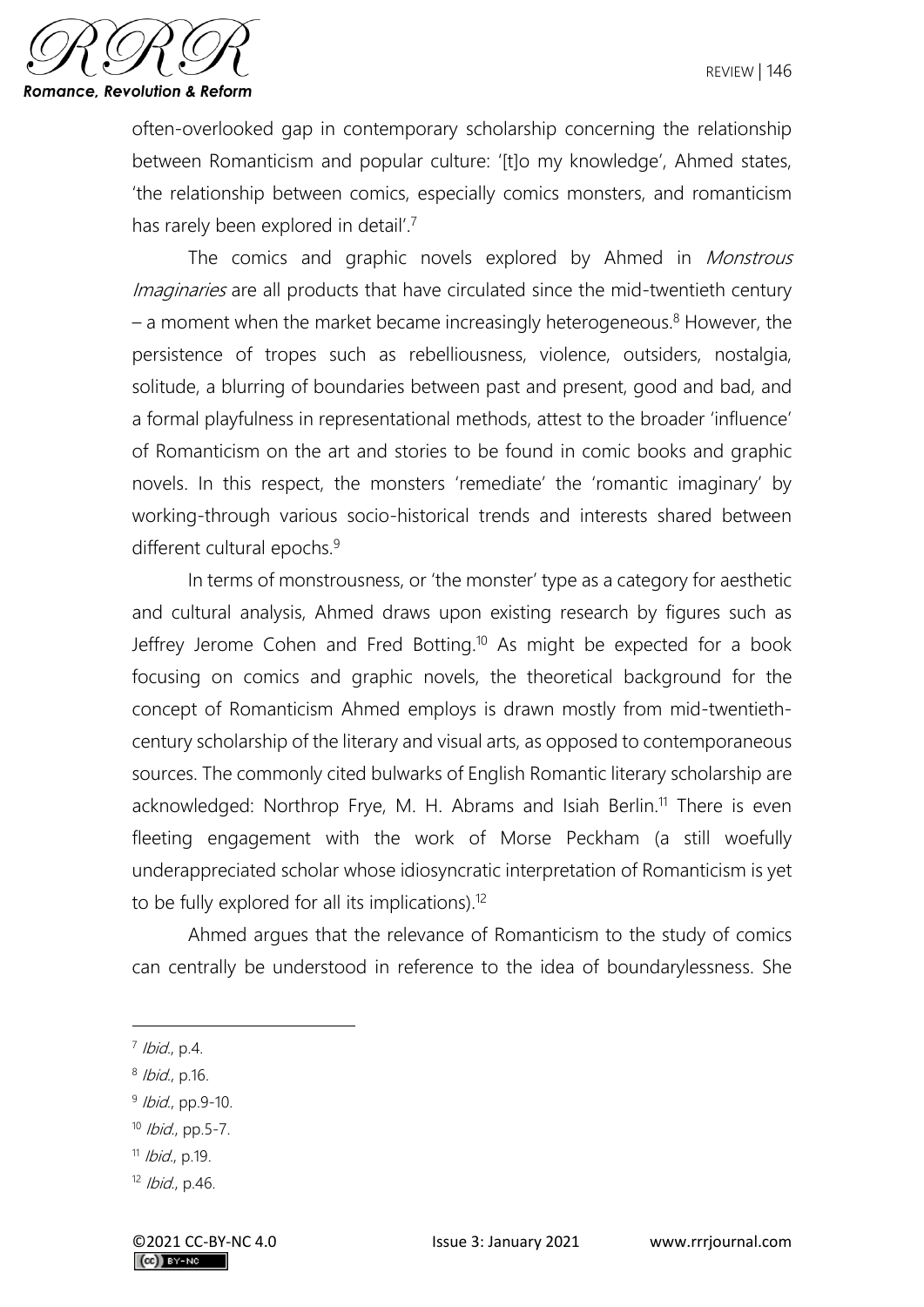often-overlooked gap in contemporary scholarship concerning the relationship between Romanticism and popular culture: '[t]o my knowledge', Ahmed states, 'the relationship between comics, especially comics monsters, and romanticism has rarely been explored in detail'.[7]

The comics and graphic novels explored by Ahmed in *Monstrous Imaginaries* are all products that have circulated since the mid-twentieth century – a moment when the market became increasingly heterogeneous.[8] However, the persistence of tropes such as rebelliousness, violence, outsiders, nostalgia, solitude, a blurring of boundaries between past and present, good and bad, and a formal playfulness in representational methods, attest to the broader 'influence' of Romanticism on the art and stories to be found in comic books and graphic novels. In this respect, the monsters 'remediate' the 'romantic imaginary' by working-through various socio-historical trends and interests shared between different cultural epochs.[9]

In terms of monstrousness, or 'the monster' type as a category for aesthetic and cultural analysis, Ahmed draws upon existing research by figures such as Jeffrey Jerome Cohen and Fred Botting.[10] As might be expected for a book focusing on comics and graphic novels, the theoretical background for the concept of Romanticism Ahmed employs is drawn mostly from mid-twentieth-century scholarship of the literary and visual arts, as opposed to contemporaneous sources. The commonly cited bulwarks of English Romantic literary scholarship are acknowledged: Northrop Frye, M. H. Abrams and Isiah Berlin.[11] There is even fleeting engagement with the work of Morse Peckham (a still woefully underappreciated scholar whose idiosyncratic interpretation of Romanticism is yet to be fully explored for all its implications).[12]

Ahmed argues that the relevance of Romanticism to the study of comics can centrally be understood in reference to the idea of boundarylessness. She

---

[7] *Ibid.*, p.4.

[8] *Ibid.*, p.16.

[9] *Ibid.*, pp.9-10.

[10] *Ibid.*, pp.5-7.

[11] *Ibid.*, p.19.

[12] *Ibid.*, p.46.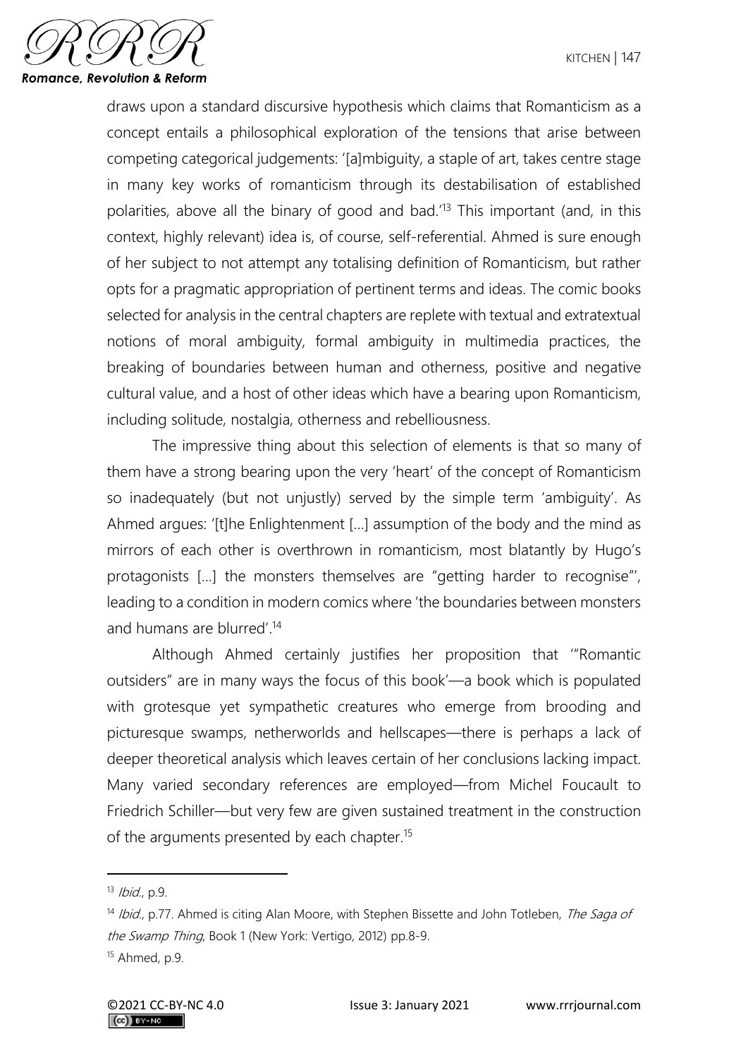draws upon a standard discursive hypothesis which claims that Romanticism as a concept entails a philosophical exploration of the tensions that arise between competing categorical judgements: '[a]mbiguity, a staple of art, takes centre stage in many key works of romanticism through its destabilisation of established polarities, above all the binary of good and bad.'[13] This important (and, in this context, highly relevant) idea is, of course, self-referential. Ahmed is sure enough of her subject to not attempt any totalising definition of Romanticism, but rather opts for a pragmatic appropriation of pertinent terms and ideas. The comic books selected for analysis in the central chapters are replete with textual and extratextual notions of moral ambiguity, formal ambiguity in multimedia practices, the breaking of boundaries between human and otherness, positive and negative cultural value, and a host of other ideas which have a bearing upon Romanticism, including solitude, nostalgia, otherness and rebelliousness.

The impressive thing about this selection of elements is that so many of them have a strong bearing upon the very 'heart' of the concept of Romanticism so inadequately (but not unjustly) served by the simple term 'ambiguity'. As Ahmed argues: '[t]he Enlightenment [...] assumption of the body and the mind as mirrors of each other is overthrown in romanticism, most blatantly by Hugo's protagonists [...] the monsters themselves are "getting harder to recognise"', leading to a condition in modern comics where 'the boundaries between monsters and humans are blurred'.[14]

Although Ahmed certainly justifies her proposition that '"Romantic outsiders" are in many ways the focus of this book'—a book which is populated with grotesque yet sympathetic creatures who emerge from brooding and picturesque swamps, netherworlds and hellscapes—there is perhaps a lack of deeper theoretical analysis which leaves certain of her conclusions lacking impact. Many varied secondary references are employed—from Michel Foucault to Friedrich Schiller—but very few are given sustained treatment in the construction of the arguments presented by each chapter.[15]

---

[13] *Ibid.*, p.9.

[14] *Ibid.*, p.77. Ahmed is citing Alan Moore, with Stephen Bissette and John Totleben, *The Saga of the Swamp Thing*, Book 1 (New York: Vertigo, 2012) pp.8-9.

[15] Ahmed, p.9.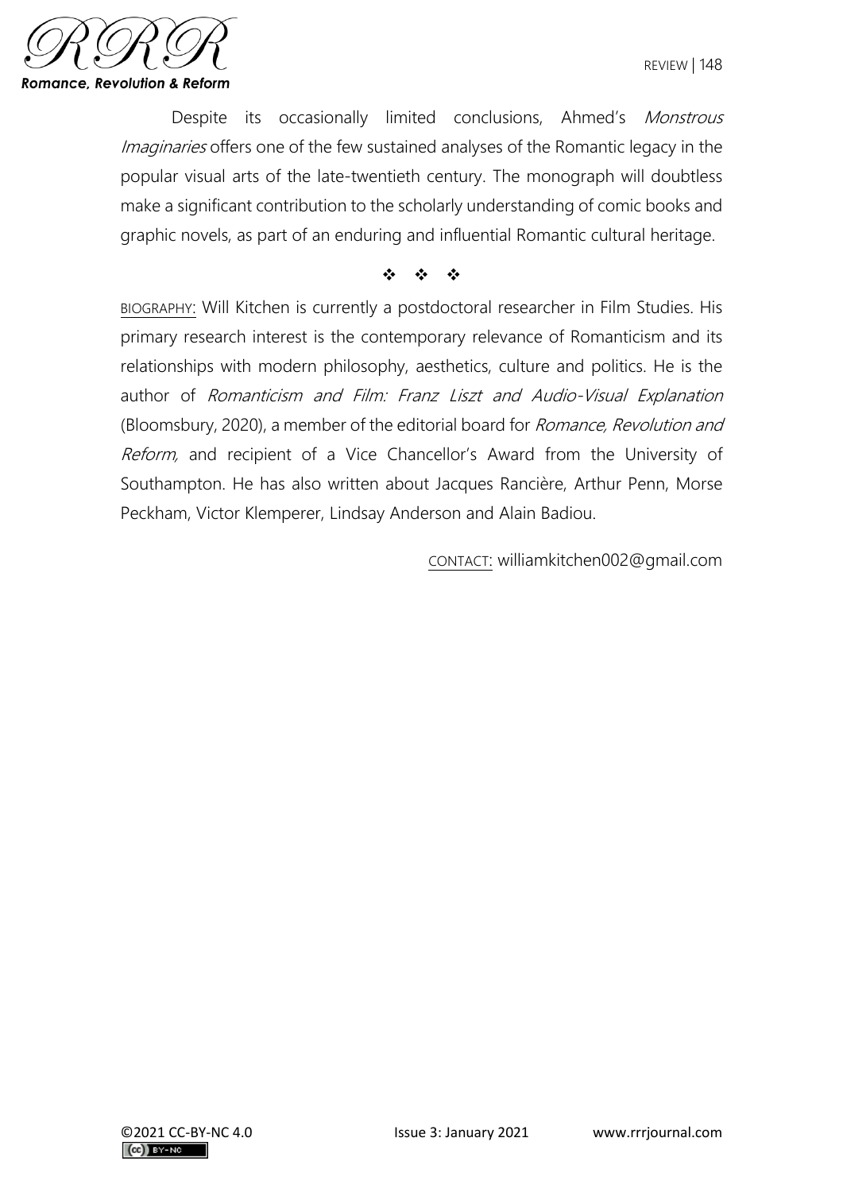Despite its occasionally limited conclusions, Ahmed's *Monstrous Imaginaries* offers one of the few sustained analyses of the Romantic legacy in the popular visual arts of the late-twentieth century. The monograph will doubtless make a significant contribution to the scholarly understanding of comic books and graphic novels, as part of an enduring and influential Romantic cultural heritage.

❖ ❖ ❖

BIOGRAPHY: Will Kitchen is currently a postdoctoral researcher in Film Studies. His primary research interest is the contemporary relevance of Romanticism and its relationships with modern philosophy, aesthetics, culture and politics. He is the author of *Romanticism and Film: Franz Liszt and Audio-Visual Explanation* (Bloomsbury, 2020), a member of the editorial board for *Romance, Revolution and Reform,* and recipient of a Vice Chancellor's Award from the University of Southampton. He has also written about Jacques Rancière, Arthur Penn, Morse Peckham, Victor Klemperer, Lindsay Anderson and Alain Badiou.

CONTACT: williamkitchen002@gmail.com